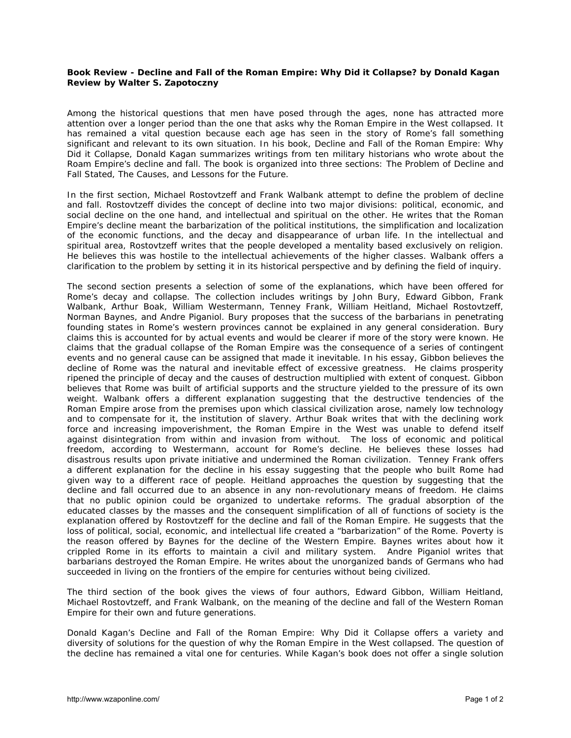**Book Review - Decline and Fall of the Roman Empire: Why Did it Collapse? by Donald Kagan**
**Review by Walter S. Zapotoczny**

Among the historical questions that men have posed through the ages, none has attracted more attention over a longer period than the one that asks why the Roman Empire in the West collapsed. It has remained a vital question because each age has seen in the story of Rome's fall something significant and relevant to its own situation. In his book, Decline and Fall of the Roman Empire: Why Did it Collapse, Donald Kagan summarizes writings from ten military historians who wrote about the Roam Empire's decline and fall. The book is organized into three sections: The Problem of Decline and Fall Stated, The Causes, and Lessons for the Future.

In the first section, Michael Rostovtzeff and Frank Walbank attempt to define the problem of decline and fall. Rostovtzeff divides the concept of decline into two major divisions: political, economic, and social decline on the one hand, and intellectual and spiritual on the other. He writes that the Roman Empire's decline meant the barbarization of the political institutions, the simplification and localization of the economic functions, and the decay and disappearance of urban life. In the intellectual and spiritual area, Rostovtzeff writes that the people developed a mentality based exclusively on religion. He believes this was hostile to the intellectual achievements of the higher classes. Walbank offers a clarification to the problem by setting it in its historical perspective and by defining the field of inquiry.

The second section presents a selection of some of the explanations, which have been offered for Rome's decay and collapse. The collection includes writings by John Bury, Edward Gibbon, Frank Walbank, Arthur Boak, William Westermann, Tenney Frank, William Heitland, Michael Rostovtzeff, Norman Baynes, and Andre Piganiol. Bury proposes that the success of the barbarians in penetrating founding states in Rome's western provinces cannot be explained in any general consideration. Bury claims this is accounted for by actual events and would be clearer if more of the story were known. He claims that the gradual collapse of the Roman Empire was the consequence of a series of contingent events and no general cause can be assigned that made it inevitable. In his essay, Gibbon believes the decline of Rome was the natural and inevitable effect of excessive greatness. He claims prosperity ripened the principle of decay and the causes of destruction multiplied with extent of conquest. Gibbon believes that Rome was built of artificial supports and the structure yielded to the pressure of its own weight. Walbank offers a different explanation suggesting that the destructive tendencies of the Roman Empire arose from the premises upon which classical civilization arose, namely low technology and to compensate for it, the institution of slavery. Arthur Boak writes that with the declining work force and increasing impoverishment, the Roman Empire in the West was unable to defend itself against disintegration from within and invasion from without. The loss of economic and political freedom, according to Westermann, account for Rome's decline. He believes these losses had disastrous results upon private initiative and undermined the Roman civilization. Tenney Frank offers a different explanation for the decline in his essay suggesting that the people who built Rome had given way to a different race of people. Heitland approaches the question by suggesting that the decline and fall occurred due to an absence in any non-revolutionary means of freedom. He claims that no public opinion could be organized to undertake reforms. The gradual absorption of the educated classes by the masses and the consequent simplification of all of functions of society is the explanation offered by Rostovtzeff for the decline and fall of the Roman Empire. He suggests that the loss of political, social, economic, and intellectual life created a "barbarization" of the Rome. Poverty is the reason offered by Baynes for the decline of the Western Empire. Baynes writes about how it crippled Rome in its efforts to maintain a civil and military system. Andre Piganiol writes that barbarians destroyed the Roman Empire. He writes about the unorganized bands of Germans who had succeeded in living on the frontiers of the empire for centuries without being civilized.

The third section of the book gives the views of four authors, Edward Gibbon, William Heitland, Michael Rostovtzeff, and Frank Walbank, on the meaning of the decline and fall of the Western Roman Empire for their own and future generations.

Donald Kagan's Decline and Fall of the Roman Empire: Why Did it Collapse offers a variety and diversity of solutions for the question of why the Roman Empire in the West collapsed. The question of the decline has remained a vital one for centuries. While Kagan's book does not offer a single solution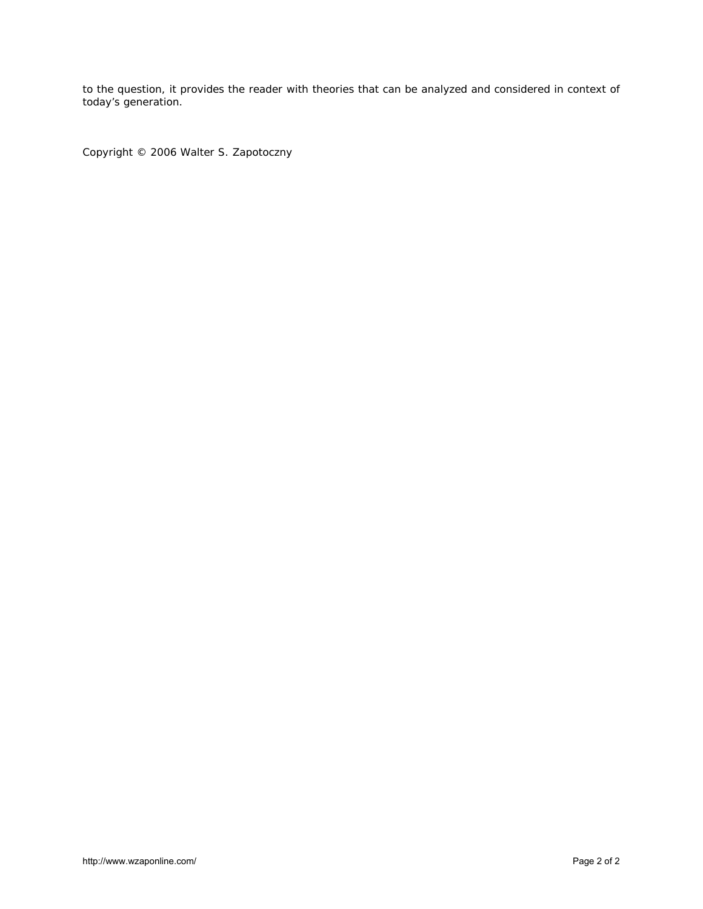to the question, it provides the reader with theories that can be analyzed and considered in context of today's generation.

Copyright © 2006 Walter S. Zapotoczny